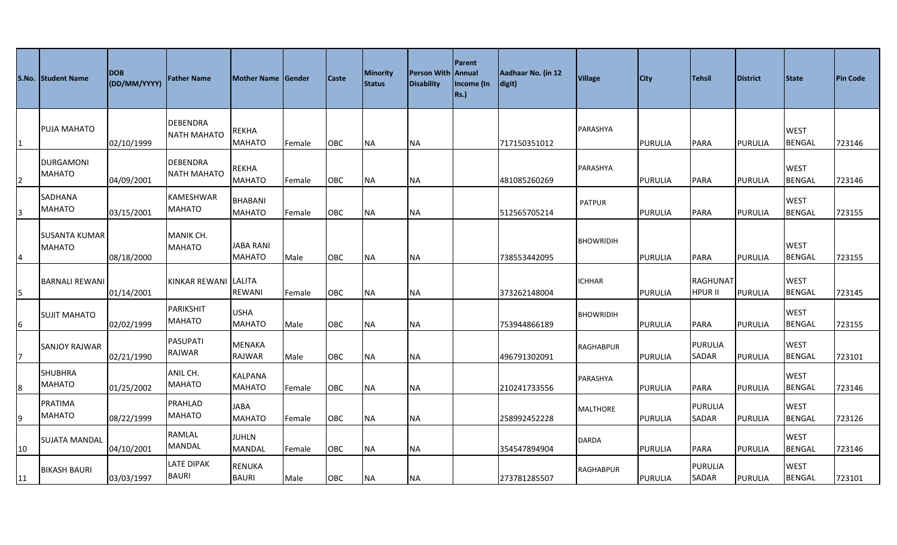| S.No. | Student Name | DOB (DD/MM/YYYY) | Father Name | Mother Name | Gender | Caste | Minority Status | Person With Disability | Parent Annual Income (In Rs.) | Aadhaar No. (in 12 digit) | Village | City | Tehsil | District | State | Pin Code |
|---|---|---|---|---|---|---|---|---|---|---|---|---|---|---|---|---|
| 1 | PUJA MAHATO | 02/10/1999 | DEBENDRA NATH MAHATO | REKHA MAHATO | Female | OBC | NA | NA | | 717150351012 | PARASHYA | PURULIA | PARA | PURULIA | WEST BENGAL | 723146 |
| 2 | DURGAMONI MAHATO | 04/09/2001 | DEBENDRA NATH MAHATO | REKHA MAHATO | Female | OBC | NA | NA | | 481085260269 | PARASHYA | PURULIA | PARA | PURULIA | WEST BENGAL | 723146 |
| 3 | SADHANA MAHATO | 03/15/2001 | KAMESHWAR MAHATO | BHABANI MAHATO | Female | OBC | NA | NA | | 512565705214 | PATPUR | PURULIA | PARA | PURULIA | WEST BENGAL | 723155 |
| 4 | SUSANTA KUMAR MAHATO | 08/18/2000 | MANIK CH. MAHATO | JABA RANI MAHATO | Male | OBC | NA | NA | | 738553442095 | BHOWRIDIH | PURULIA | PARA | PURULIA | WEST BENGAL | 723155 |
| 5 | BARNALI REWANI | 01/14/2001 | KINKAR REWANI | LALITA REWANI | Female | OBC | NA | NA | | 373262148004 | ICHHAR | PURULIA | RAGHUNATHPUR II | PURULIA | WEST BENGAL | 723145 |
| 6 | SUJIT MAHATO | 02/02/1999 | PARIKSHIT MAHATO | USHA MAHATO | Male | OBC | NA | NA | | 753944866189 | BHOWRIDIH | PURULIA | PARA | PURULIA | WEST BENGAL | 723155 |
| 7 | SANJOY RAJWAR | 02/21/1990 | PASUPATI RAJWAR | MENAKA RAJWAR | Male | OBC | NA | NA | | 496791302091 | RAGHABPUR | PURULIA | PURULIA SADAR | PURULIA | WEST BENGAL | 723101 |
| 8 | SHUBHRA MAHATO | 01/25/2002 | ANIL CH. MAHATO | KALPANA MAHATO | Female | OBC | NA | NA | | 210241733556 | PARASHYA | PURULIA | PARA | PURULIA | WEST BENGAL | 723146 |
| 9 | PRATIMA MAHATO | 08/22/1999 | PRAHLAD MAHATO | JABA MAHATO | Female | OBC | NA | NA | | 258992452228 | MALTHORE | PURULIA | PURULIA SADAR | PURULIA | WEST BENGAL | 723126 |
| 10 | SUJATA MANDAL | 04/10/2001 | RAMLAL MANDAL | JUHLN MANDAL | Female | OBC | NA | NA | | 354547894904 | DARDA | PURULIA | PARA | PURULIA | WEST BENGAL | 723146 |
| 11 | BIKASH BAURI | 03/03/1997 | LATE DIPAK BAURI | RENUKA BAURI | Male | OBC | NA | NA | | 273781285507 | RAGHABPUR | PURULIA | PURULIA SADAR | PURULIA | WEST BENGAL | 723101 |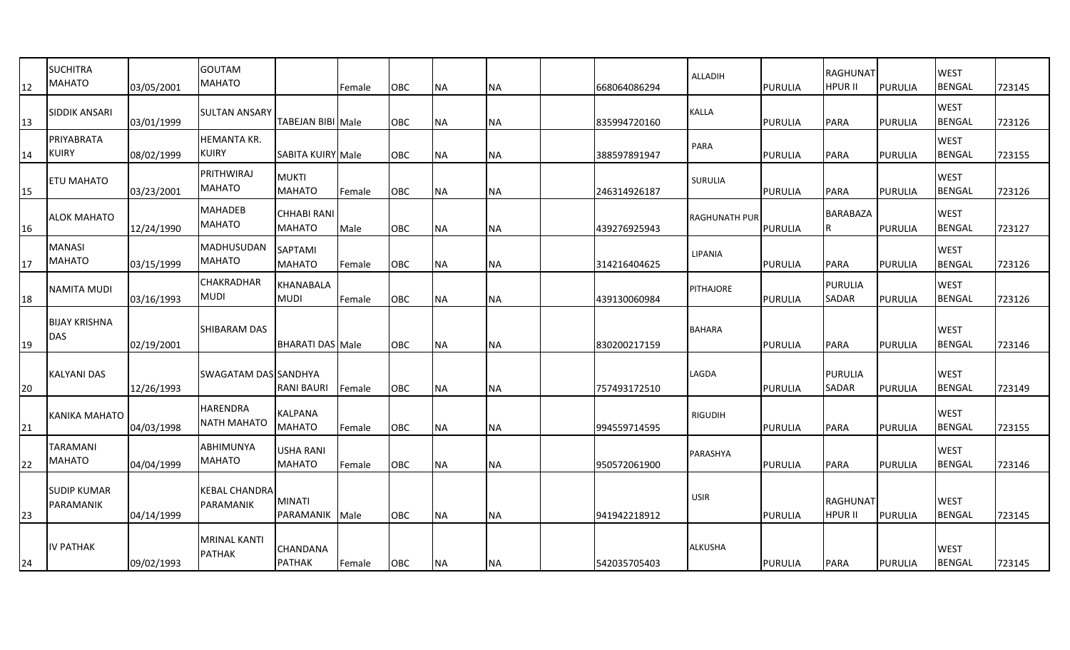| | | | | | | | | | | | | | | | | |
|---|---|---|---|---|---|---|---|---|---|---|---|---|---|---|---|---|
| 12 | SUCHITRA MAHATO | 03/05/2001 | GOUTAM MAHATO | | Female | OBC | NA | NA | | 668064086294 | ALLADIH | PURULIA | RAGHUNATHPUR II | PURULIA | WEST BENGAL | 723145 |
| 13 | SIDDIK ANSARI | 03/01/1999 | SULTAN ANSARY | TABEJAN BIBI | Male | OBC | NA | NA | | 835994720160 | KALLA | PURULIA | PARA | PURULIA | WEST BENGAL | 723126 |
| 14 | PRIYABRATA KUIRY | 08/02/1999 | HEMANTA KR. KUIRY | SABITA KUIRY | Male | OBC | NA | NA | | 388597891947 | PARA | PURULIA | PARA | PURULIA | WEST BENGAL | 723155 |
| 15 | ETU MAHATO | 03/23/2001 | PRITHWIRAJ MAHATO | MUKTI MAHATO | Female | OBC | NA | NA | | 246314926187 | SURULIA | PURULIA | PARA | PURULIA | WEST BENGAL | 723126 |
| 16 | ALOK MAHATO | 12/24/1990 | MAHADEB MAHATO | CHHABI RANI MAHATO | Male | OBC | NA | NA | | 439276925943 | RAGHUNATH PUR | PURULIA | BARABAZAR | PURULIA | WEST BENGAL | 723127 |
| 17 | MANASI MAHATO | 03/15/1999 | MADHUSUDAN MAHATO | SAPTAMI MAHATO | Female | OBC | NA | NA | | 314216404625 | LIPANIA | PURULIA | PARA | PURULIA | WEST BENGAL | 723126 |
| 18 | NAMITA MUDI | 03/16/1993 | CHAKRADHAR MUDI | KHANABALA MUDI | Female | OBC | NA | NA | | 439130060984 | PITHAJORE | PURULIA | PURULIA SADAR | PURULIA | WEST BENGAL | 723126 |
| 19 | BIJAY KRISHNA DAS | 02/19/2001 | SHIBARAM DAS | BHARATI DAS | Male | OBC | NA | NA | | 830200217159 | BAHARA | PURULIA | PARA | PURULIA | WEST BENGAL | 723146 |
| 20 | KALYANI DAS | 12/26/1993 | SWAGATAM DAS | SANDHYA RANI BAURI | Female | OBC | NA | NA | | 757493172510 | LAGDA | PURULIA | PURULIA SADAR | PURULIA | WEST BENGAL | 723149 |
| 21 | KANIKA MAHATO | 04/03/1998 | HARENDRA NATH MAHATO | KALPANA MAHATO | Female | OBC | NA | NA | | 994559714595 | RIGUDIH | PURULIA | PARA | PURULIA | WEST BENGAL | 723155 |
| 22 | TARAMANI MAHATO | 04/04/1999 | ABHIMUNYA MAHATO | USHA RANI MAHATO | Female | OBC | NA | NA | | 950572061900 | PARASHYA | PURULIA | PARA | PURULIA | WEST BENGAL | 723146 |
| 23 | SUDIP KUMAR PARAMANIK | 04/14/1999 | KEBAL CHANDRA PARAMANIK | MINATI PARAMANIK | Male | OBC | NA | NA | | 941942218912 | USIR | PURULIA | RAGHUNATHPUR II | PURULIA | WEST BENGAL | 723145 |
| 24 | IV PATHAK | 09/02/1993 | MRINAL KANTI PATHAK | CHANDANA PATHAK | Female | OBC | NA | NA | | 542035705403 | ALKUSHA | PURULIA | PARA | PURULIA | WEST BENGAL | 723145 |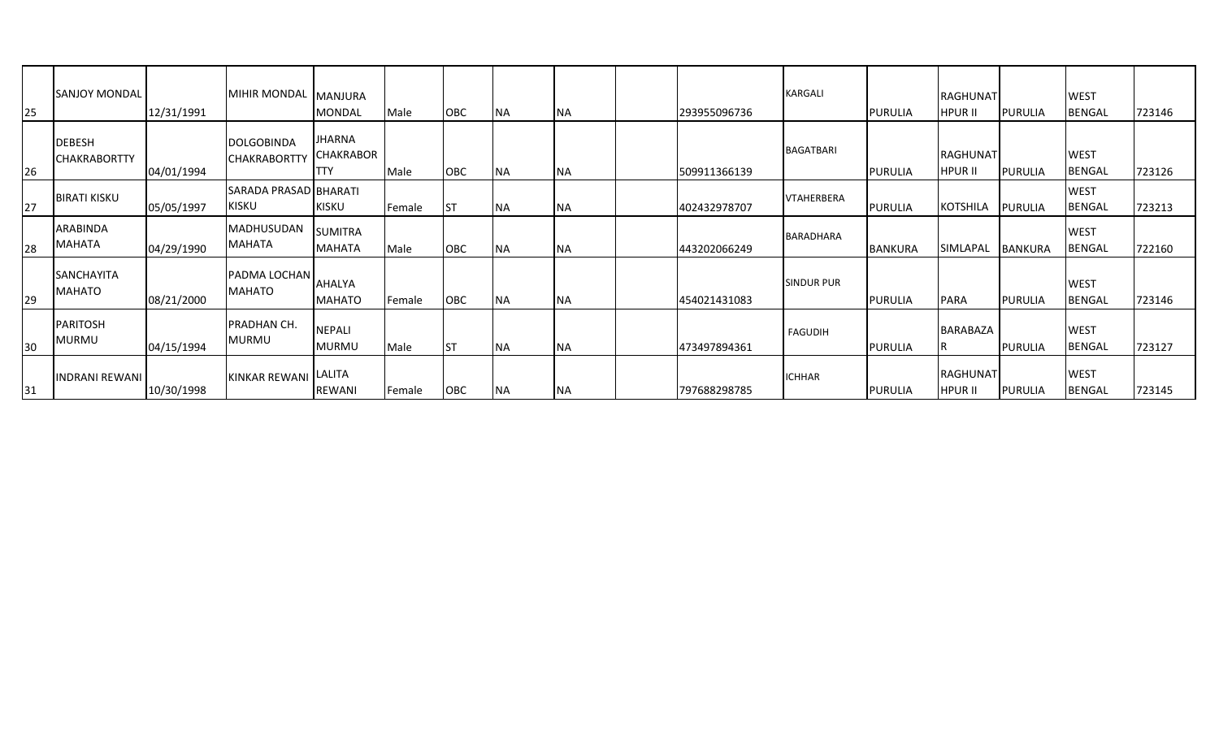| | | | | | | | | | | | | | | | | |
|---|---|---|---|---|---|---|---|---|---|---|---|---|---|---|---|---|
| 25 | SANJOY MONDAL | 12/31/1991 | MIHIR MONDAL | MANJURA MONDAL | Male | OBC | NA | NA | | 293955096736 | KARGALI | PURULIA | RAGHUNATHPUR II | PURULIA | WEST BENGAL | 723146 |
| 26 | DEBESH CHAKRABORTTY | 04/01/1994 | DOLGOBINDA CHAKRABORTTY | JHARNA CHAKRABORTTY | Male | OBC | NA | NA | | 509911366139 | BAGATBARI | PURULIA | RAGHUNATHPUR II | PURULIA | WEST BENGAL | 723126 |
| 27 | BIRATI KISKU | 05/05/1997 | SARADA PRASAD KISKU | BHARATI KISKU | Female | ST | NA | NA | | 402432978707 | VTAHERBERA | PURULIA | KOTSHILA | PURULIA | WEST BENGAL | 723213 |
| 28 | ARABINDA MAHATA | 04/29/1990 | MADHUSUDAN MAHATA | SUMITRA MAHATA | Male | OBC | NA | NA | | 443202066249 | BARADHARA | BANKURA | SIMLAPAL | BANKURA | WEST BENGAL | 722160 |
| 29 | SANCHAYITA MAHATO | 08/21/2000 | PADMA LOCHAN MAHATO | AHALYA MAHATO | Female | OBC | NA | NA | | 454021431083 | SINDUR PUR | PURULIA | PARA | PURULIA | WEST BENGAL | 723146 |
| 30 | PARITOSH MURMU | 04/15/1994 | PRADHAN CH. MURMU | NEPALI MURMU | Male | ST | NA | NA | | 473497894361 | FAGUDIH | PURULIA | BARABAZAR | PURULIA | WEST BENGAL | 723127 |
| 31 | INDRANI REWANI | 10/30/1998 | KINKAR REWANI | LALITA REWANI | Female | OBC | NA | NA | | 797688298785 | ICHHAR | PURULIA | RAGHUNATHPUR II | PURULIA | WEST BENGAL | 723145 |